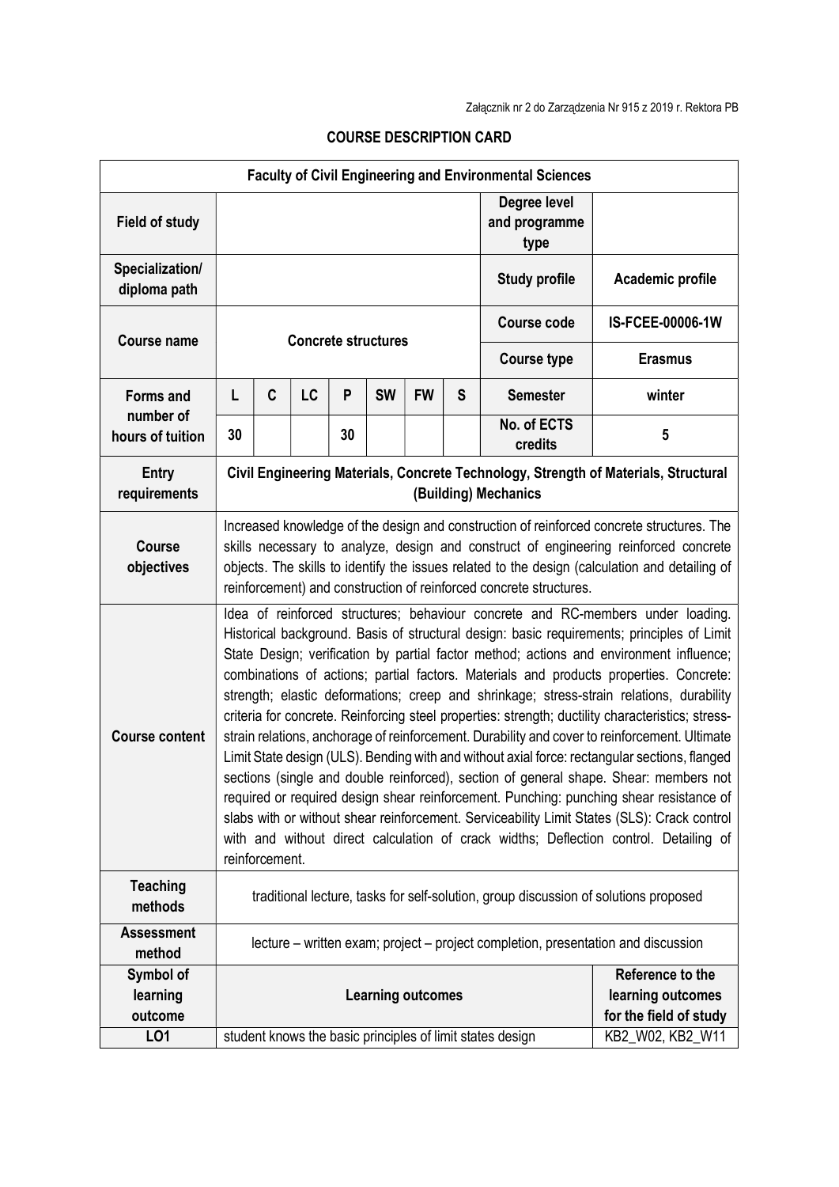Załącznik nr 2 do Zarządzenia Nr 915 z 2019 r. Rektora PB

## COURSE DESCRIPTION CARD

| Faculty of Civil Engineering and Environmental Sciences | | | | | | | | | |
|---|---|---|---|---|---|---|---|---|---|
| **Field of study** | | | | | | | | **Degree level and programme type** | |
| **Specialization/ diploma path** | | | | | | | | **Study profile** | **Academic profile** |
| **Course name** | **Concrete structures** | | | | | | | **Course code** | **IS-FCEE-00006-1W** |
| | | | | | | | | **Course type** | **Erasmus** |
| **Forms and number of hours of tuition** | **L** | **C** | **LC** | **P** | **SW** | **FW** | **S** | **Semester** | **winter** |
| | **30** | | | **30** | | | | **No. of ECTS credits** | **5** |
| **Entry requirements** | **Civil Engineering Materials, Concrete Technology, Strength of Materials, Structural (Building) Mechanics** | | | | | | | | |
| **Course objectives** | Increased knowledge of the design and construction of reinforced concrete structures. The skills necessary to analyze, design and construct of engineering reinforced concrete objects. The skills to identify the issues related to the design (calculation and detailing of reinforcement) and construction of reinforced concrete structures. | | | | | | | | |
| **Course content** | Idea of reinforced structures; behaviour concrete and RC-members under loading. Historical background. Basis of structural design: basic requirements; principles of Limit State Design; verification by partial factor method; actions and environment influence; combinations of actions; partial factors. Materials and products properties. Concrete: strength; elastic deformations; creep and shrinkage; stress-strain relations, durability criteria for concrete. Reinforcing steel properties: strength; ductility characteristics; stress-strain relations, anchorage of reinforcement. Durability and cover to reinforcement. Ultimate Limit State design (ULS). Bending with and without axial force: rectangular sections, flanged sections (single and double reinforced), section of general shape. Shear: members not required or required design shear reinforcement. Punching: punching shear resistance of slabs with or without shear reinforcement. Serviceability Limit States (SLS): Crack control with and without direct calculation of crack widths; Deflection control. Detailing of reinforcement. | | | | | | | | |
| **Teaching methods** | traditional lecture, tasks for self-solution, group discussion of solutions proposed | | | | | | | | |
| **Assessment method** | lecture – written exam; project – project completion, presentation and discussion | | | | | | | | |
| **Symbol of learning outcome** | **Learning outcomes** | | | | | | | | **Reference to the learning outcomes for the field of study** |
| **LO1** | student knows the basic principles of limit states design | | | | | | | | KB2_W02, KB2_W11 |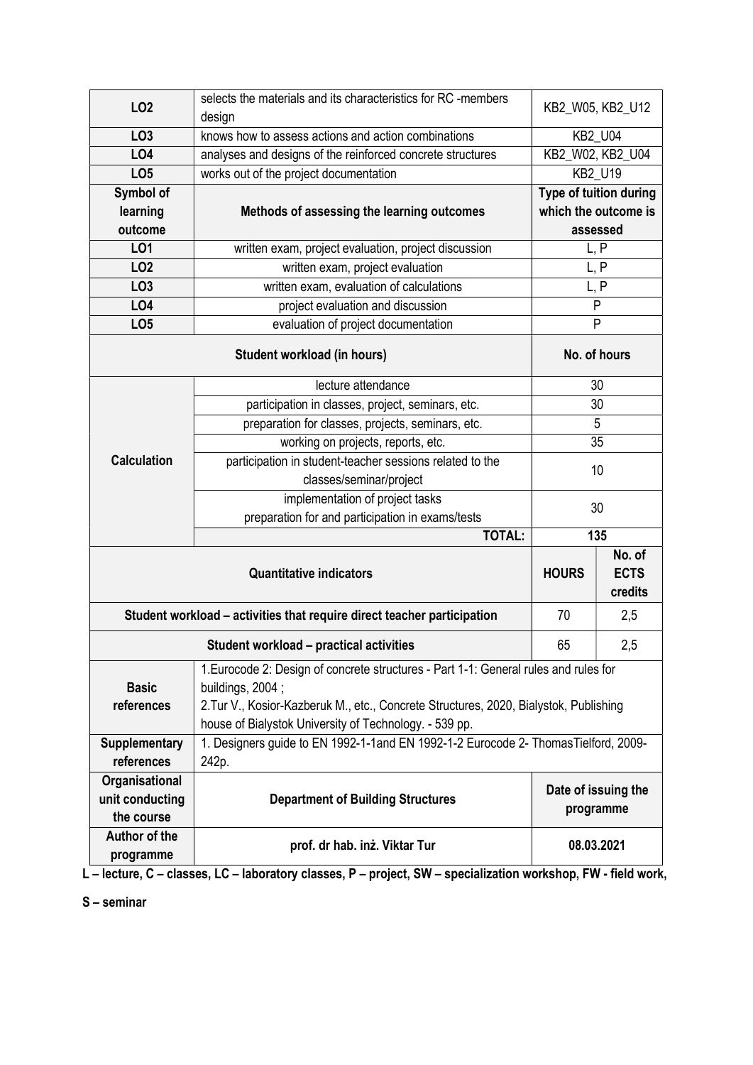| | | | |
|---|---|---|---|
| LO2 | selects the materials and its characteristics for RC -members design | KB2_W05, KB2_U12 | |
| LO3 | knows how to assess actions and action combinations | KB2_U04 | |
| LO4 | analyses and designs of the reinforced concrete structures | KB2_W02, KB2_U04 | |
| LO5 | works out of the project documentation | KB2_U19 | |
| **Symbol of learning outcome** | **Methods of assessing the learning outcomes** | **Type of tuition during which the outcome is assessed** | |
| LO1 | written exam, project evaluation, project discussion | L, P | |
| LO2 | written exam, project evaluation | L, P | |
| LO3 | written exam, evaluation of calculations | L, P | |
| LO4 | project evaluation and discussion | P | |
| LO5 | evaluation of project documentation | P | |
| **Student workload (in hours)** | | **No. of hours** | |
| **Calculation** | lecture attendance | 30 | |
| | participation in classes, project, seminars, etc. | 30 | |
| | preparation for classes, projects, seminars, etc. | 5 | |
| | working on projects, reports, etc. | 35 | |
| | participation in student-teacher sessions related to the classes/seminar/project | 10 | |
| | implementation of project tasks<br>preparation for and participation in exams/tests | 30 | |
| | **TOTAL:** | **135** | |
| **Quantitative indicators** | | **HOURS** | **No. of ECTS credits** |
| **Student workload – activities that require direct teacher participation** | | 70 | 2,5 |
| **Student workload – practical activities** | | 65 | 2,5 |
| **Basic references** | 1.Eurocode 2: Design of concrete structures - Part 1-1: General rules and rules for buildings, 2004 ;<br>2.Tur V., Kosior-Kazberuk M., etc., Concrete Structures, 2020, Bialystok, Publishing house of Bialystok University of Technology. - 539 pp. | | |
| **Supplementary references** | 1. Designers guide to EN 1992-1-1and EN 1992-1-2 Eurocode 2- ThomasTielford, 2009-242p. | | |
| **Organisational unit conducting the course** | **Department of Building Structures** | **Date of issuing the programme** | |
| **Author of the programme** | **prof. dr hab. inż. Viktar Tur** | **08.03.2021** | |

**L – lecture, C – classes, LC – laboratory classes, P – project, SW – specialization workshop, FW - field work, S – seminar**